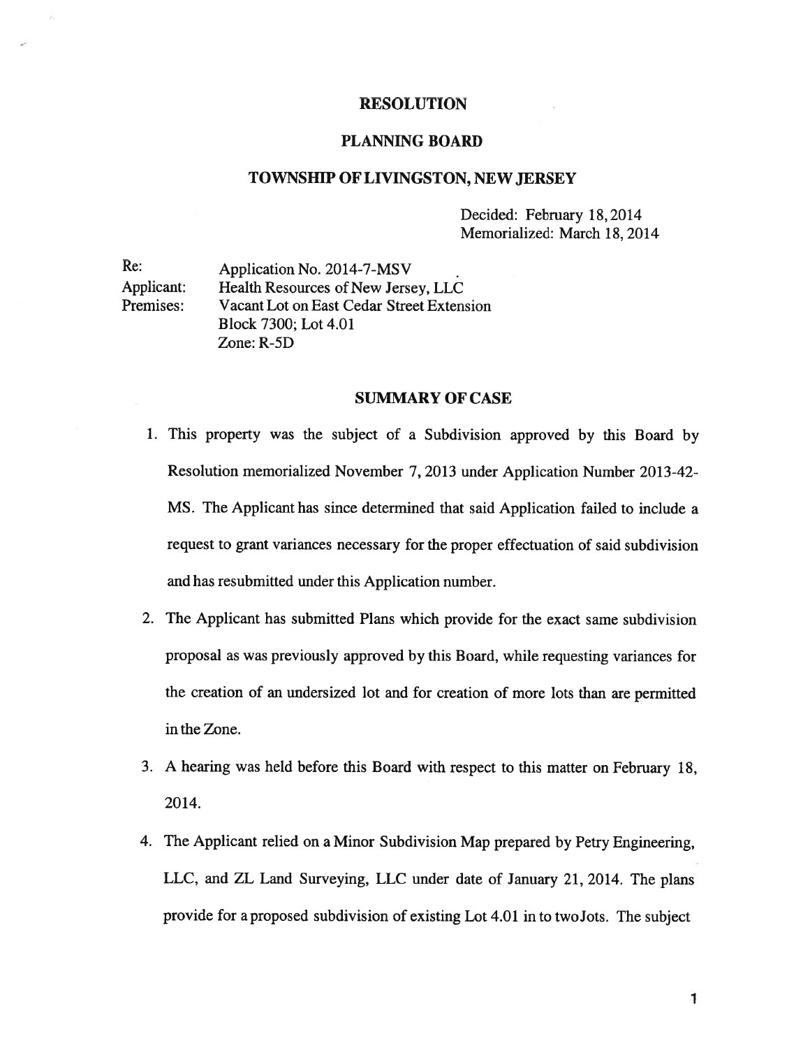# RESOLUTION

## PLANNING BOARD

## TOWNSHIP OF LIVINGSTON, NEW JERSEY

Decided: February 18, 2014
Memorialized: March 18, 2014

Re: Application No. 2014-7-MSV
Applicant: Health Resources of New Jersey, LLC
Premises: Vacant Lot on East Cedar Street Extension
Block 7300; Lot 4.01
Zone: R-5D

## SUMMARY OF CASE

1. This property was the subject of a Subdivision approved by this Board by Resolution memorialized November 7, 2013 under Application Number 2013-42-MS. The Applicant has since determined that said Application failed to include a request to grant variances necessary for the proper effectuation of said subdivision and has resubmitted under this Application number.
2. The Applicant has submitted Plans which provide for the exact same subdivision proposal as was previously approved by this Board, while requesting variances for the creation of an undersized lot and for creation of more lots than are permitted in the Zone.
3. A hearing was held before this Board with respect to this matter on February 18, 2014.
4. The Applicant relied on a Minor Subdivision Map prepared by Petry Engineering, LLC, and ZL Land Surveying, LLC under date of January 21, 2014. The plans provide for a proposed subdivision of existing Lot 4.01 in to two Jots. The subject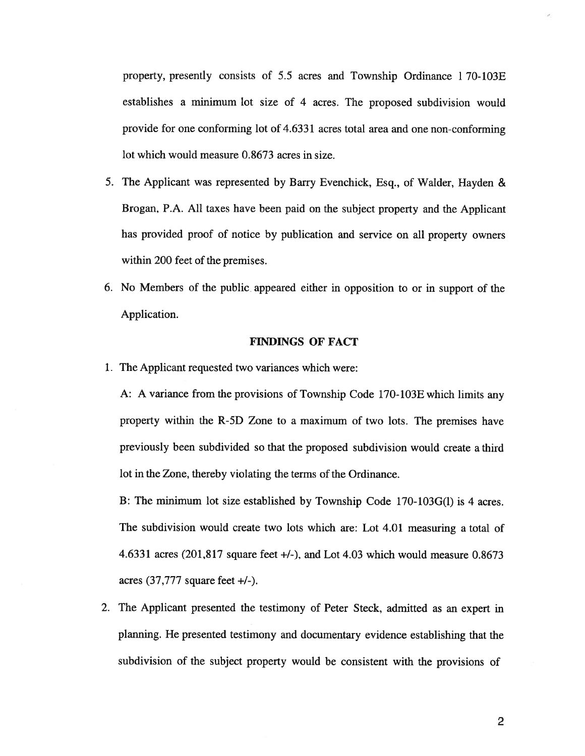property, presently consists of 5.5 acres and Township Ordinance 1 70-103E establishes a minimum lot size of 4 acres. The proposed subdivision would provide for one conforming lot of 4.6331 acres total area and one non-conforming lot which would measure 0.8673 acres in size.

5. The Applicant was represented by Barry Evenchick, Esq., of Walder, Hayden & Brogan, P.A. All taxes have been paid on the subject property and the Applicant has provided proof of notice by publication and service on all property owners within 200 feet of the premises.
6. No Members of the public appeared either in opposition to or in support of the Application.

## FINDINGS OF FACT

1. The Applicant requested two variances which were:

   A: A variance from the provisions of Township Code 170-103E which limits any property within the R-5D Zone to a maximum of two lots. The premises have previously been subdivided so that the proposed subdivision would create a third lot in the Zone, thereby violating the terms of the Ordinance.

   B: The minimum lot size established by Township Code 170-103G(l) is 4 acres. The subdivision would create two lots which are: Lot 4.01 measuring a total of 4.6331 acres (201,817 square feet +/-), and Lot 4.03 which would measure 0.8673 acres (37,777 square feet +/-).

2. The Applicant presented the testimony of Peter Steck, admitted as an expert in planning. He presented testimony and documentary evidence establishing that the subdivision of the subject property would be consistent with the provisions of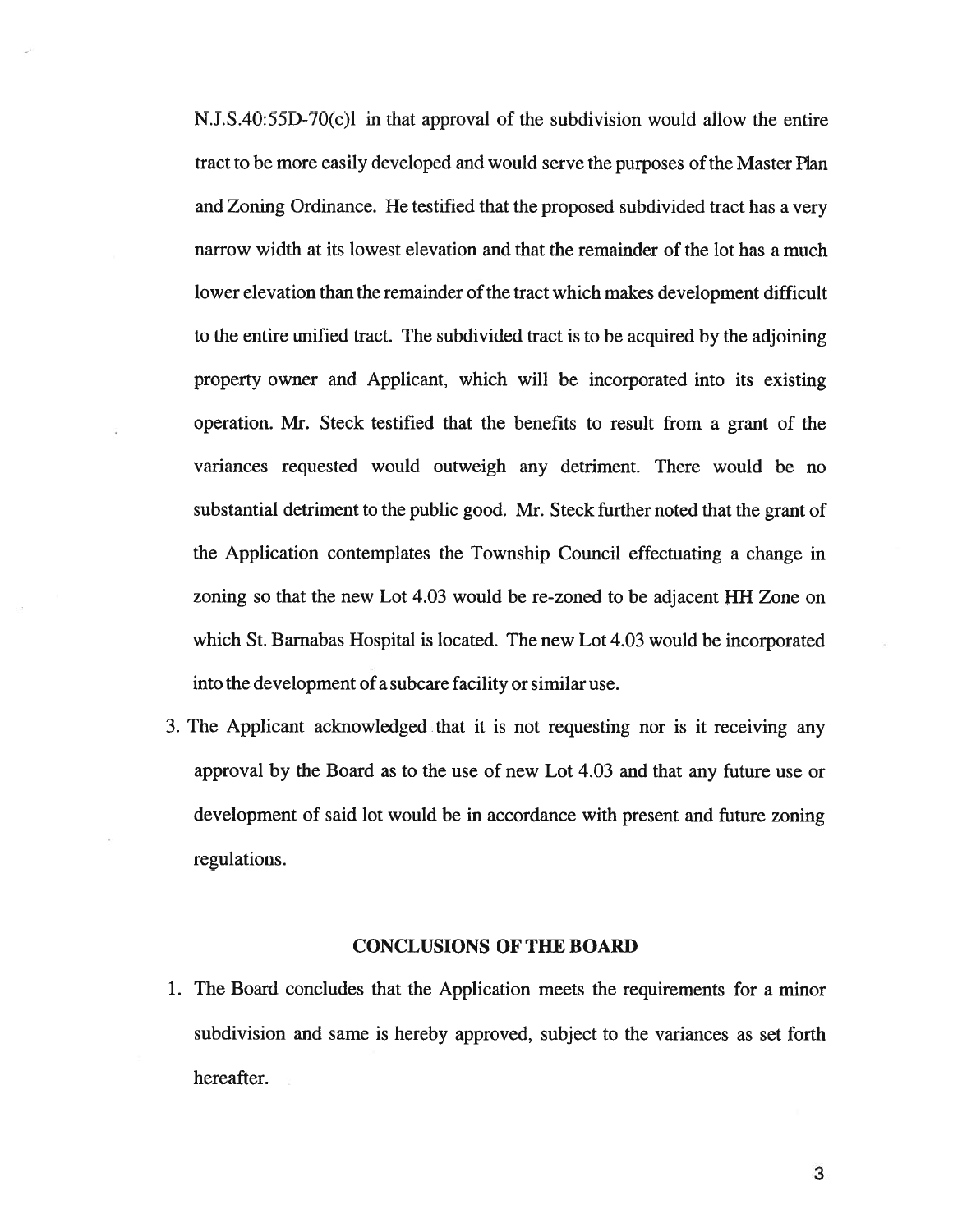N.J.S.40:55D-70(c)1 in that approval of the subdivision would allow the entire tract to be more easily developed and would serve the purposes of the Master Plan and Zoning Ordinance. He testified that the proposed subdivided tract has a very narrow width at its lowest elevation and that the remainder of the lot has a much lower elevation than the remainder of the tract which makes development difficult to the entire unified tract. The subdivided tract is to be acquired by the adjoining property owner and Applicant, which will be incorporated into its existing operation. Mr. Steck testified that the benefits to result from a grant of the variances requested would outweigh any detriment. There would be no substantial detriment to the public good. Mr. Steck further noted that the grant of the Application contemplates the Township Council effectuating a change in zoning so that the new Lot 4.03 would be re-zoned to be adjacent HH Zone on which St. Barnabas Hospital is located. The new Lot 4.03 would be incorporated into the development of a subcare facility or similar use.

3. The Applicant acknowledged that it is not requesting nor is it receiving any approval by the Board as to the use of new Lot 4.03 and that any future use or development of said lot would be in accordance with present and future zoning regulations.

## CONCLUSIONS OF THE BOARD

1. The Board concludes that the Application meets the requirements for a minor subdivision and same is hereby approved, subject to the variances as set forth hereafter.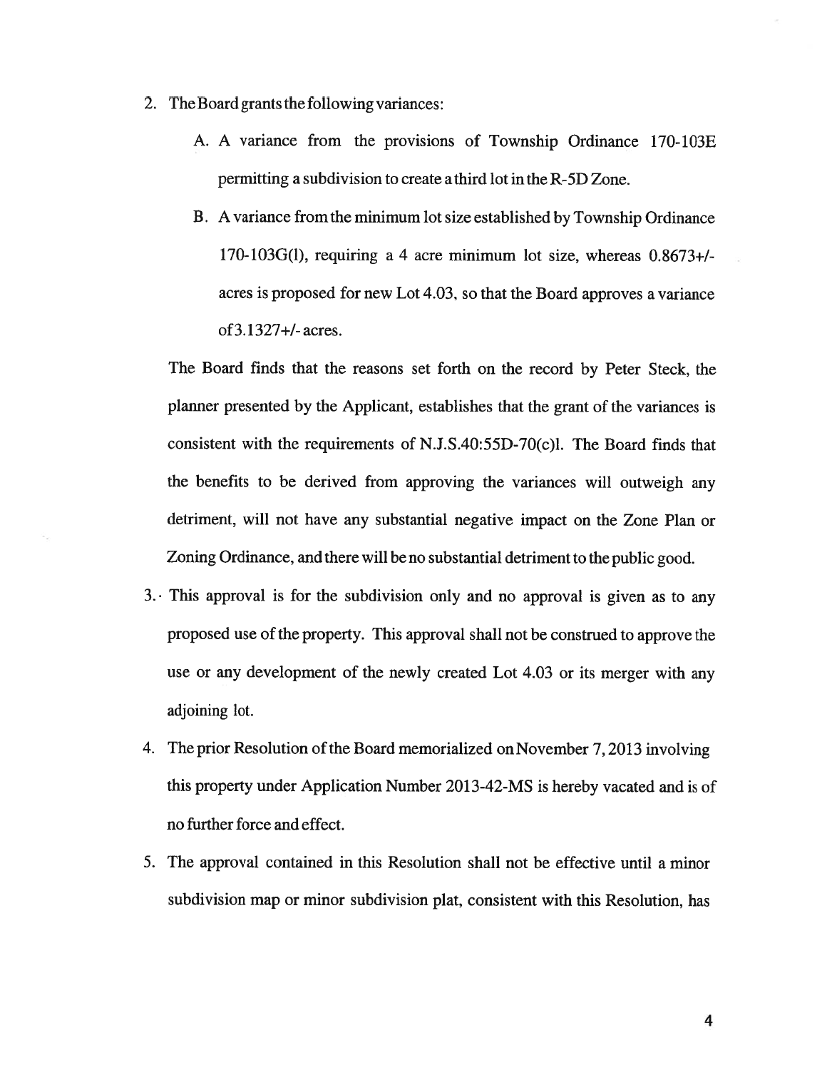2. The Board grants the following variances:

   A. A variance from the provisions of Township Ordinance 170-103E permitting a subdivision to create a third lot in the R-5D Zone.

   B. A variance from the minimum lot size established by Township Ordinance 170-103G(l), requiring a 4 acre minimum lot size, whereas 0.8673+/- acres is proposed for new Lot 4.03, so that the Board approves a variance of3.1327+/- acres.

   The Board finds that the reasons set forth on the record by Peter Steck, the planner presented by the Applicant, establishes that the grant of the variances is consistent with the requirements of N.J.S.40:55D-70(c)l. The Board finds that the benefits to be derived from approving the variances will outweigh any detriment, will not have any substantial negative impact on the Zone Plan or Zoning Ordinance, and there will be no substantial detriment to the public good.

3. This approval is for the subdivision only and no approval is given as to any proposed use of the property. This approval shall not be construed to approve the use or any development of the newly created Lot 4.03 or its merger with any adjoining lot.

4. The prior Resolution of the Board memorialized on November 7, 2013 involving this property under Application Number 2013-42-MS is hereby vacated and is of no further force and effect.

5. The approval contained in this Resolution shall not be effective until a minor subdivision map or minor subdivision plat, consistent with this Resolution, has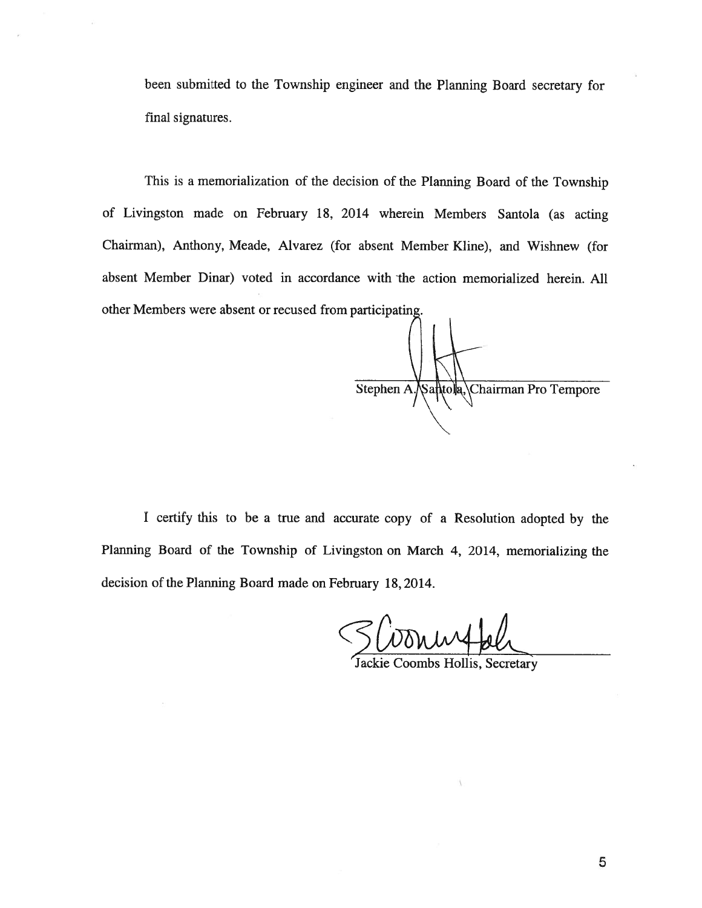been submitted to the Township engineer and the Planning Board secretary for final signatures.

This is a memorialization of the decision of the Planning Board of the Township of Livingston made on February 18, 2014 wherein Members Santola (as acting Chairman), Anthony, Meade, Alvarez (for absent Member Kline), and Wishnew (for absent Member Dinar) voted in accordance with the action memorialized herein. All other Members were absent or recused from participating.

Stephen A. Santola, Chairman Pro Tempore

I certify this to be a true and accurate copy of a Resolution adopted by the Planning Board of the Township of Livingston on March 4, 2014, memorializing the decision of the Planning Board made on February 18, 2014.

Jackie Coombs Hollis, Secretary